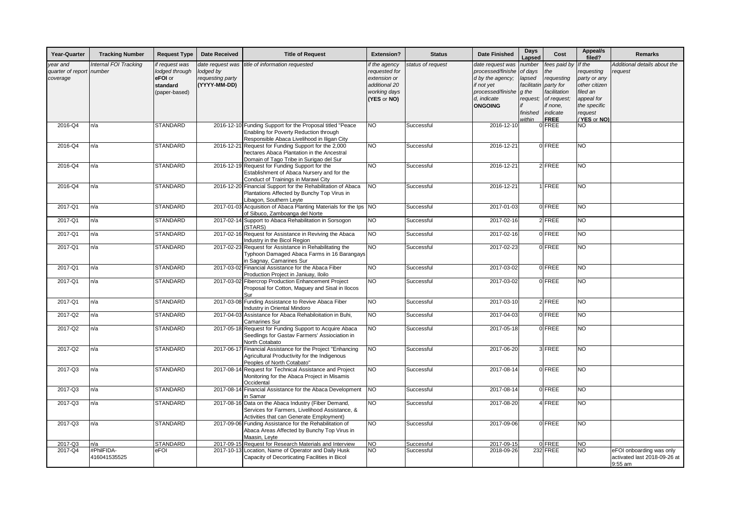| Year-Quarter | Tracking Number | Request Type | Date Received | Title of Request | Extension? | Status | Date Finished | Days Lapsed | Cost | Appeal/s filed? | Remarks |
|---|---|---|---|---|---|---|---|---|---|---|---|
| *year and quarter of report coverage* | *Internal FOI Tracking number* | *if request was lodged through* **eFOI** *or* **standard** *(paper-based)* | *date request was lodged by requesting party* **(YYYY-MM-DD)** | *title of information requested* | *if the agency requested for extension or additional 20 working days* **(YES** or **NO)** | *status of request* | *date request was processed/finished by the agency; if not yet processed/finished, indicate* **ONGOING** | *number of days lapsed facilitating the request; if finished within* | *fees paid by the requesting party for facilitation of request; if none, indicate* **FREE** | *If the requesting party or any other citizen filed an appeal for the specific request* **(YES** or **NO)** | *Additional details about the request* |
| 2016-Q4 | n/a | STANDARD | 2016-12-10 | Funding Support for the Proposal titled "Peace Enabling for Poverty Reduction through Responsible Abaca Livelihood in Iligan City | NO | Successful | 2016-12-10 | 0 | FREE | NO | |
| 2016-Q4 | n/a | STANDARD | 2016-12-21 | Request for Funding Support for the 2,000 hectares Abaca Plantation in the Ancestral Domain of Tago Tribe in Surigao del Sur | NO | Successful | 2016-12-21 | 0 | FREE | NO | |
| 2016-Q4 | n/a | STANDARD | 2016-12-19 | Request for Funding Support for the Establishment of Abaca Nursery and for the Conduct of Trainings in Marawi City | NO | Successful | 2016-12-21 | 2 | FREE | NO | |
| 2016-Q4 | n/a | STANDARD | 2016-12-20 | Financial Support for the Rehabilitation of Abaca Plantations Affected by Bunchy Top Virus in Libagon, Southern Leyte | NO | Successful | 2016-12-21 | 1 | FREE | NO | |
| 2017-Q1 | n/a | STANDARD | 2017-01-03 | Acquisition of Abaca Planting Materials for the Ips of Sibuco, Zamboanga del Norte | NO | Successful | 2017-01-03 | 0 | FREE | NO | |
| 2017-Q1 | n/a | STANDARD | 2017-02-14 | Support to Abaca Rehabilitation in Sorsogon (STARS) | NO | Successful | 2017-02-16 | 2 | FREE | NO | |
| 2017-Q1 | n/a | STANDARD | 2017-02-16 | Request for Assistance in Reviving the Abaca Industry in the Bicol Region | NO | Successful | 2017-02-16 | 0 | FREE | NO | |
| 2017-Q1 | n/a | STANDARD | 2017-02-23 | Request for Assistance in Rehabilitating the Typhoon Damaged Abaca Farms in 16 Barangays in Sagnay, Camarines Sur | NO | Successful | 2017-02-23 | 0 | FREE | NO | |
| 2017-Q1 | n/a | STANDARD | 2017-03-02 | Financial Assistance for the Abaca Fiber Production Project in Janiuay, Iloilo | NO | Successful | 2017-03-02 | 0 | FREE | NO | |
| 2017-Q1 | n/a | STANDARD | 2017-03-02 | Fibercrop Production Enhancement Project Proposal for Cotton, Maguey and Sisal in Ilocos Sur | NO | Successful | 2017-03-02 | 0 | FREE | NO | |
| 2017-Q1 | n/a | STANDARD | 2017-03-08 | Funding Assistance to Revive Abaca Fiber Industry in Oriental Mindoro | NO | Successful | 2017-03-10 | 2 | FREE | NO | |
| 2017-Q2 | n/a | STANDARD | 2017-04-03 | Assistance for Abaca Rehabiloitation in Buhi, Camarines Sur | NO | Successful | 2017-04-03 | 0 | FREE | NO | |
| 2017-Q2 | n/a | STANDARD | 2017-05-18 | Request for Funding Support to Acquire Abaca Seedlings for Gastav Farmers' Assiociation in North Cotabato | NO | Successful | 2017-05-18 | 0 | FREE | NO | |
| 2017-Q2 | n/a | STANDARD | 2017-06-17 | Financial Assistance for the Project "Enhancing Agricultural Productivity for the Indigenous Peoples of North Cotabato" | NO | Successful | 2017-06-20 | 3 | FREE | NO | |
| 2017-Q3 | n/a | STANDARD | 2017-08-14 | Request for Technical Assistance and Project Monitoring for the Abaca Project in Misamis Occidental | NO | Successful | 2017-08-14 | 0 | FREE | NO | |
| 2017-Q3 | n/a | STANDARD | 2017-08-14 | Financial Assistance for the Abaca Development in Samar | NO | Successful | 2017-08-14 | 0 | FREE | NO | |
| 2017-Q3 | n/a | STANDARD | 2017-08-16 | Data on the Abaca Industry (Fiber Demand, Services for Farmers, Livelihood Assistance, & Activities that can Generate Employment) | NO | Successful | 2017-08-20 | 4 | FREE | NO | |
| 2017-Q3 | n/a | STANDARD | 2017-09-06 | Funding Assistance for the Rehabilitation of Abaca Areas Affected by Bunchy Top Virus in Maasin, Leyte | NO | Successful | 2017-09-06 | 0 | FREE | NO | |
| 2017-Q3 | n/a | STANDARD | 2017-09-15 | Request for Research Materials and Interview | NO | Successful | 2017-09-15 | 0 | FREE | NO | |
| 2017-Q4 | #PhilFIDA-416041535525 | eFOI | 2017-10-13 | Location, Name of Operator and Daily Husk Capacity of Decorticating Facilities in Bicol | NO | Successful | 2018-09-26 | 232 | FREE | NO | eFOI onboarding was only activated last 2018-09-26 at 9:55 am |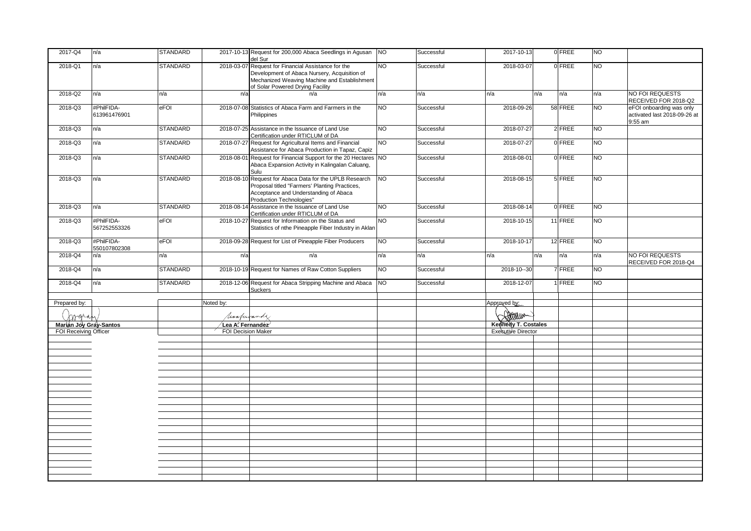| | | | | | | | | | | | |
|---|---|---|---|---|---|---|---|---|---|---|---|
| 2017-Q4 | n/a | STANDARD | 2017-10-13 | Request for 200,000 Abaca Seedlings in Agusan del Sur | NO | Successful | 2017-10-13 | 0 | FREE | NO | |
| 2018-Q1 | n/a | STANDARD | 2018-03-07 | Request for Financial Assistance for the Development of Abaca Nursery, Acquisition of Mechanized Weaving Machine and Establishment of Solar Powered Drying Facility | NO | Successful | 2018-03-07 | 0 | FREE | NO | |
| 2018-Q2 | n/a | n/a | n/a | n/a | n/a | n/a | n/a | n/a | n/a | n/a | NO FOI REQUESTS RECEIVED FOR 2018-Q2 |
| 2018-Q3 | #PhilFIDA-613961476901 | eFOI | 2018-07-08 | Statistics of Abaca Farm and Farmers in the Philippines | NO | Successful | 2018-09-26 | 58 | FREE | NO | eFOI onboarding was only activated last 2018-09-26 at 9:55 am |
| 2018-Q3 | n/a | STANDARD | 2018-07-25 | Assistance in the Issuance of Land Use Certification under RTICLUM of DA | NO | Successful | 2018-07-27 | 2 | FREE | NO | |
| 2018-Q3 | n/a | STANDARD | 2018-07-27 | Request for Agricultural Items and Financial Assistance for Abaca Production in Tapaz, Capiz | NO | Successful | 2018-07-27 | 0 | FREE | NO | |
| 2018-Q3 | n/a | STANDARD | 2018-08-01 | Request for Financial Support for the 20 Hectares Abaca Expansion Activity in Kalingalan Caluang, Sulu | NO | Successful | 2018-08-01 | 0 | FREE | NO | |
| 2018-Q3 | n/a | STANDARD | 2018-08-10 | Request for Abaca Data for the UPLB Research Proposal titled "Farmers' Planting Practices, Acceptance and Understanding of Abaca Production Technologies" | NO | Successful | 2018-08-15 | 5 | FREE | NO | |
| 2018-Q3 | n/a | STANDARD | 2018-08-14 | Assistance in the Issuance of Land Use Certification under RTICLUM of DA | NO | Successful | 2018-08-14 | 0 | FREE | NO | |
| 2018-Q3 | #PhilFIDA-567252553326 | eFOI | 2018-10-27 | Request for Information on the Status and Statistics of nthe Pineapple Fiber Industry in Aklan | NO | Successful | 2018-10-15 | 11 | FREE | NO | |
| 2018-Q3 | #PhilFIDA-550107802308 | eFOI | 2018-09-28 | Request for List of Pineapple Fiber Producers | NO | Successful | 2018-10-17 | 12 | FREE | NO | |
| 2018-Q4 | n/a | n/a | n/a | n/a | n/a | n/a | n/a | n/a | n/a | n/a | NO FOI REQUESTS RECEIVED FOR 2018-Q4 |
| 2018-Q4 | n/a | STANDARD | 2018-10-19 | Request for Names of Raw Cotton Suppliers | NO | Successful | 2018-10--30 | 7 | FREE | NO | |
| 2018-Q4 | n/a | STANDARD | 2018-12-06 | Request for Abaca Stripping Machine and Abaca Suckers | NO | Successful | 2018-12-07 | 1 | FREE | NO | |

Prepared by:

**Marian Joy Gray-Santos**
FOI Receiving Officer

Noted by:

**Lea A. Fernandez**
FOI Decision Maker

Approved by:

**Kennedy T. Costales**
Executive Director